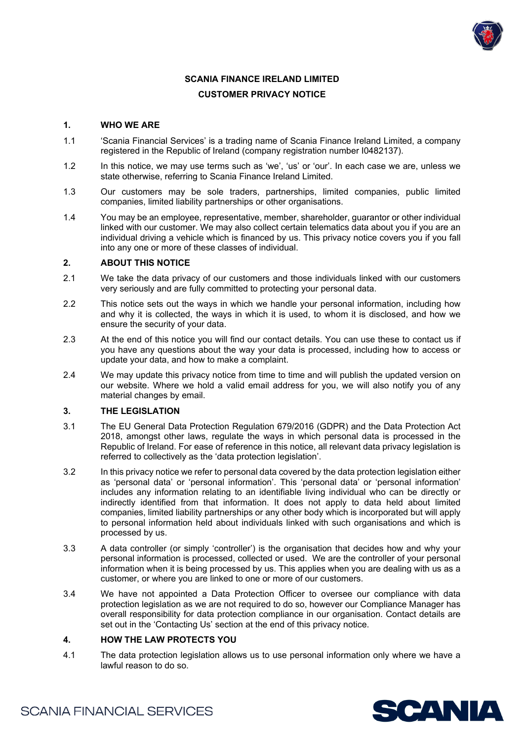# SCANIA FINANCE IRELAND LIMITED

## CUSTOMER PRIVACY NOTICE

### 1. WHO WE ARE

1.1 'Scania Financial Services' is a trading name of Scania Finance Ireland Limited, a company registered in the Republic of Ireland (company registration number I0482137).

1.2 In this notice, we may use terms such as 'we', 'us' or 'our'. In each case we are, unless we state otherwise, referring to Scania Finance Ireland Limited.

1.3 Our customers may be sole traders, partnerships, limited companies, public limited companies, limited liability partnerships or other organisations.

1.4 You may be an employee, representative, member, shareholder, guarantor or other individual linked with our customer. We may also collect certain telematics data about you if you are an individual driving a vehicle which is financed by us. This privacy notice covers you if you fall into any one or more of these classes of individual.

### 2. ABOUT THIS NOTICE

2.1 We take the data privacy of our customers and those individuals linked with our customers very seriously and are fully committed to protecting your personal data.

2.2 This notice sets out the ways in which we handle your personal information, including how and why it is collected, the ways in which it is used, to whom it is disclosed, and how we ensure the security of your data.

2.3 At the end of this notice you will find our contact details. You can use these to contact us if you have any questions about the way your data is processed, including how to access or update your data, and how to make a complaint.

2.4 We may update this privacy notice from time to time and will publish the updated version on our website. Where we hold a valid email address for you, we will also notify you of any material changes by email.

### 3. THE LEGISLATION

3.1 The EU General Data Protection Regulation 679/2016 (GDPR) and the Data Protection Act 2018, amongst other laws, regulate the ways in which personal data is processed in the Republic of Ireland. For ease of reference in this notice, all relevant data privacy legislation is referred to collectively as the 'data protection legislation'.

3.2 In this privacy notice we refer to personal data covered by the data protection legislation either as 'personal data' or 'personal information'. This 'personal data' or 'personal information' includes any information relating to an identifiable living individual who can be directly or indirectly identified from that information. It does not apply to data held about limited companies, limited liability partnerships or any other body which is incorporated but will apply to personal information held about individuals linked with such organisations and which is processed by us.

3.3 A data controller (or simply 'controller') is the organisation that decides how and why your personal information is processed, collected or used. We are the controller of your personal information when it is being processed by us. This applies when you are dealing with us as a customer, or where you are linked to one or more of our customers.

3.4 We have not appointed a Data Protection Officer to oversee our compliance with data protection legislation as we are not required to do so, however our Compliance Manager has overall responsibility for data protection compliance in our organisation. Contact details are set out in the 'Contacting Us' section at the end of this privacy notice.

### 4. HOW THE LAW PROTECTS YOU

4.1 The data protection legislation allows us to use personal information only where we have a lawful reason to do so.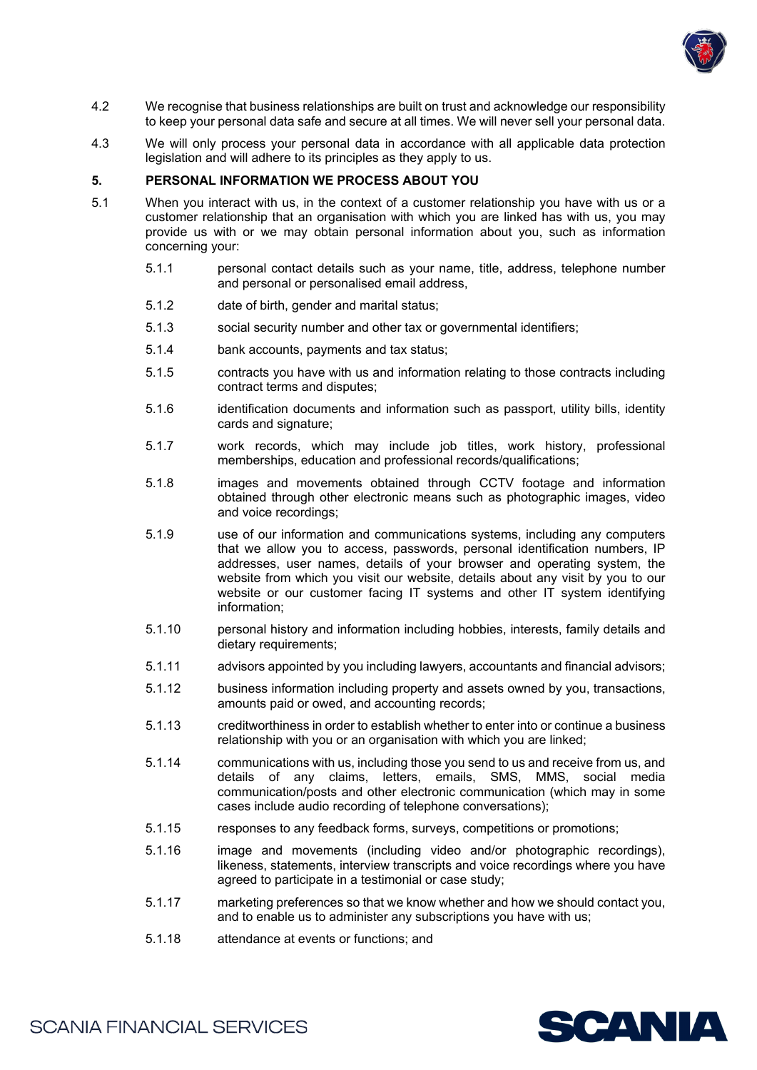4.2 We recognise that business relationships are built on trust and acknowledge our responsibility to keep your personal data safe and secure at all times. We will never sell your personal data.

4.3 We will only process your personal data in accordance with all applicable data protection legislation and will adhere to its principles as they apply to us.

## 5. PERSONAL INFORMATION WE PROCESS ABOUT YOU

5.1 When you interact with us, in the context of a customer relationship you have with us or a customer relationship that an organisation with which you are linked has with us, you may provide us with or we may obtain personal information about you, such as information concerning your:

- 5.1.1 personal contact details such as your name, title, address, telephone number and personal or personalised email address,
- 5.1.2 date of birth, gender and marital status;
- 5.1.3 social security number and other tax or governmental identifiers;
- 5.1.4 bank accounts, payments and tax status;
- 5.1.5 contracts you have with us and information relating to those contracts including contract terms and disputes;
- 5.1.6 identification documents and information such as passport, utility bills, identity cards and signature;
- 5.1.7 work records, which may include job titles, work history, professional memberships, education and professional records/qualifications;
- 5.1.8 images and movements obtained through CCTV footage and information obtained through other electronic means such as photographic images, video and voice recordings;
- 5.1.9 use of our information and communications systems, including any computers that we allow you to access, passwords, personal identification numbers, IP addresses, user names, details of your browser and operating system, the website from which you visit our website, details about any visit by you to our website or our customer facing IT systems and other IT system identifying information;
- 5.1.10 personal history and information including hobbies, interests, family details and dietary requirements;
- 5.1.11 advisors appointed by you including lawyers, accountants and financial advisors;
- 5.1.12 business information including property and assets owned by you, transactions, amounts paid or owed, and accounting records;
- 5.1.13 creditworthiness in order to establish whether to enter into or continue a business relationship with you or an organisation with which you are linked;
- 5.1.14 communications with us, including those you send to us and receive from us, and details of any claims, letters, emails, SMS, MMS, social media communication/posts and other electronic communication (which may in some cases include audio recording of telephone conversations);
- 5.1.15 responses to any feedback forms, surveys, competitions or promotions;
- 5.1.16 image and movements (including video and/or photographic recordings), likeness, statements, interview transcripts and voice recordings where you have agreed to participate in a testimonial or case study;
- 5.1.17 marketing preferences so that we know whether and how we should contact you, and to enable us to administer any subscriptions you have with us;
- 5.1.18 attendance at events or functions; and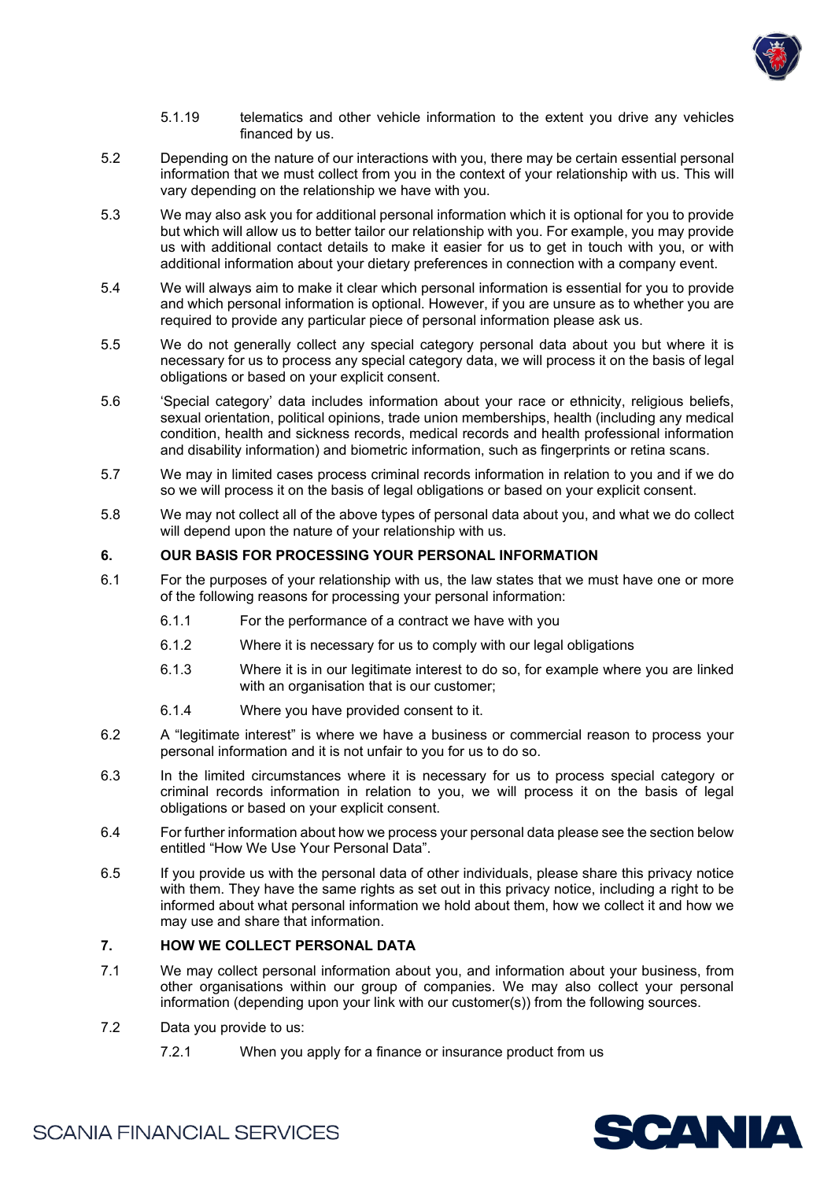5.1.19 telematics and other vehicle information to the extent you drive any vehicles financed by us.

5.2 Depending on the nature of our interactions with you, there may be certain essential personal information that we must collect from you in the context of your relationship with us. This will vary depending on the relationship we have with you.

5.3 We may also ask you for additional personal information which it is optional for you to provide but which will allow us to better tailor our relationship with you. For example, you may provide us with additional contact details to make it easier for us to get in touch with you, or with additional information about your dietary preferences in connection with a company event.

5.4 We will always aim to make it clear which personal information is essential for you to provide and which personal information is optional. However, if you are unsure as to whether you are required to provide any particular piece of personal information please ask us.

5.5 We do not generally collect any special category personal data about you but where it is necessary for us to process any special category data, we will process it on the basis of legal obligations or based on your explicit consent.

5.6 'Special category' data includes information about your race or ethnicity, religious beliefs, sexual orientation, political opinions, trade union memberships, health (including any medical condition, health and sickness records, medical records and health professional information and disability information) and biometric information, such as fingerprints or retina scans.

5.7 We may in limited cases process criminal records information in relation to you and if we do so we will process it on the basis of legal obligations or based on your explicit consent.

5.8 We may not collect all of the above types of personal data about you, and what we do collect will depend upon the nature of your relationship with us.

## 6. OUR BASIS FOR PROCESSING YOUR PERSONAL INFORMATION

6.1 For the purposes of your relationship with us, the law states that we must have one or more of the following reasons for processing your personal information:

6.1.1 For the performance of a contract we have with you

6.1.2 Where it is necessary for us to comply with our legal obligations

6.1.3 Where it is in our legitimate interest to do so, for example where you are linked with an organisation that is our customer;

6.1.4 Where you have provided consent to it.

6.2 A "legitimate interest" is where we have a business or commercial reason to process your personal information and it is not unfair to you for us to do so.

6.3 In the limited circumstances where it is necessary for us to process special category or criminal records information in relation to you, we will process it on the basis of legal obligations or based on your explicit consent.

6.4 For further information about how we process your personal data please see the section below entitled "How We Use Your Personal Data".

6.5 If you provide us with the personal data of other individuals, please share this privacy notice with them. They have the same rights as set out in this privacy notice, including a right to be informed about what personal information we hold about them, how we collect it and how we may use and share that information.

## 7. HOW WE COLLECT PERSONAL DATA

7.1 We may collect personal information about you, and information about your business, from other organisations within our group of companies. We may also collect your personal information (depending upon your link with our customer(s)) from the following sources.

7.2 Data you provide to us:

7.2.1 When you apply for a finance or insurance product from us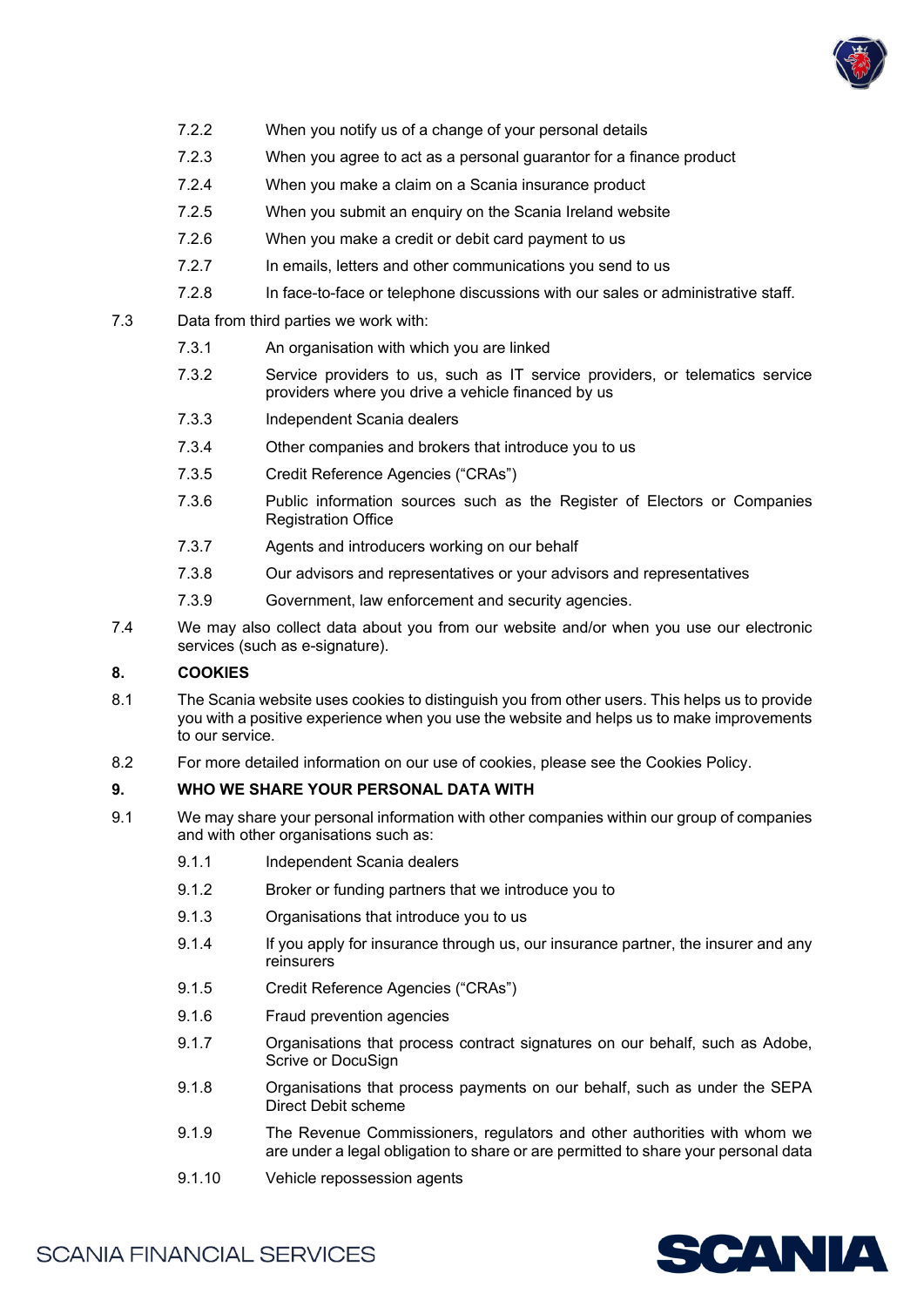7.2.2 When you notify us of a change of your personal details

7.2.3 When you agree to act as a personal guarantor for a finance product

7.2.4 When you make a claim on a Scania insurance product

7.2.5 When you submit an enquiry on the Scania Ireland website

7.2.6 When you make a credit or debit card payment to us

7.2.7 In emails, letters and other communications you send to us

7.2.8 In face-to-face or telephone discussions with our sales or administrative staff.

7.3 Data from third parties we work with:

7.3.1 An organisation with which you are linked

7.3.2 Service providers to us, such as IT service providers, or telematics service providers where you drive a vehicle financed by us

7.3.3 Independent Scania dealers

7.3.4 Other companies and brokers that introduce you to us

7.3.5 Credit Reference Agencies ("CRAs")

7.3.6 Public information sources such as the Register of Electors or Companies Registration Office

7.3.7 Agents and introducers working on our behalf

7.3.8 Our advisors and representatives or your advisors and representatives

7.3.9 Government, law enforcement and security agencies.

7.4 We may also collect data about you from our website and/or when you use our electronic services (such as e-signature).

## 8. COOKIES

8.1 The Scania website uses cookies to distinguish you from other users. This helps us to provide you with a positive experience when you use the website and helps us to make improvements to our service.

8.2 For more detailed information on our use of cookies, please see the Cookies Policy.

## 9. WHO WE SHARE YOUR PERSONAL DATA WITH

9.1 We may share your personal information with other companies within our group of companies and with other organisations such as:

9.1.1 Independent Scania dealers

9.1.2 Broker or funding partners that we introduce you to

9.1.3 Organisations that introduce you to us

9.1.4 If you apply for insurance through us, our insurance partner, the insurer and any reinsurers

9.1.5 Credit Reference Agencies ("CRAs")

9.1.6 Fraud prevention agencies

9.1.7 Organisations that process contract signatures on our behalf, such as Adobe, Scrive or DocuSign

9.1.8 Organisations that process payments on our behalf, such as under the SEPA Direct Debit scheme

9.1.9 The Revenue Commissioners, regulators and other authorities with whom we are under a legal obligation to share or are permitted to share your personal data

9.1.10 Vehicle repossession agents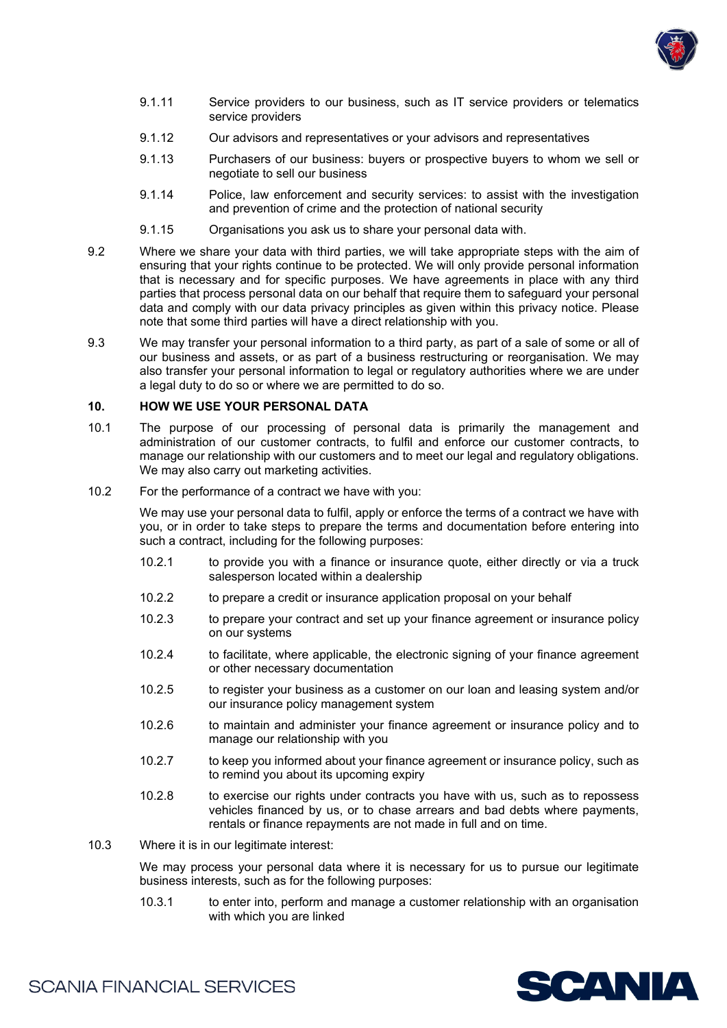9.1.11 Service providers to our business, such as IT service providers or telematics service providers

9.1.12 Our advisors and representatives or your advisors and representatives

9.1.13 Purchasers of our business: buyers or prospective buyers to whom we sell or negotiate to sell our business

9.1.14 Police, law enforcement and security services: to assist with the investigation and prevention of crime and the protection of national security

9.1.15 Organisations you ask us to share your personal data with.

9.2 Where we share your data with third parties, we will take appropriate steps with the aim of ensuring that your rights continue to be protected. We will only provide personal information that is necessary and for specific purposes. We have agreements in place with any third parties that process personal data on our behalf that require them to safeguard your personal data and comply with our data privacy principles as given within this privacy notice. Please note that some third parties will have a direct relationship with you.

9.3 We may transfer your personal information to a third party, as part of a sale of some or all of our business and assets, or as part of a business restructuring or reorganisation. We may also transfer your personal information to legal or regulatory authorities where we are under a legal duty to do so or where we are permitted to do so.

## 10. HOW WE USE YOUR PERSONAL DATA

10.1 The purpose of our processing of personal data is primarily the management and administration of our customer contracts, to fulfil and enforce our customer contracts, to manage our relationship with our customers and to meet our legal and regulatory obligations. We may also carry out marketing activities.

10.2 For the performance of a contract we have with you:

We may use your personal data to fulfil, apply or enforce the terms of a contract we have with you, or in order to take steps to prepare the terms and documentation before entering into such a contract, including for the following purposes:

10.2.1 to provide you with a finance or insurance quote, either directly or via a truck salesperson located within a dealership

10.2.2 to prepare a credit or insurance application proposal on your behalf

10.2.3 to prepare your contract and set up your finance agreement or insurance policy on our systems

10.2.4 to facilitate, where applicable, the electronic signing of your finance agreement or other necessary documentation

10.2.5 to register your business as a customer on our loan and leasing system and/or our insurance policy management system

10.2.6 to maintain and administer your finance agreement or insurance policy and to manage our relationship with you

10.2.7 to keep you informed about your finance agreement or insurance policy, such as to remind you about its upcoming expiry

10.2.8 to exercise our rights under contracts you have with us, such as to repossess vehicles financed by us, or to chase arrears and bad debts where payments, rentals or finance repayments are not made in full and on time.

10.3 Where it is in our legitimate interest:

We may process your personal data where it is necessary for us to pursue our legitimate business interests, such as for the following purposes:

10.3.1 to enter into, perform and manage a customer relationship with an organisation with which you are linked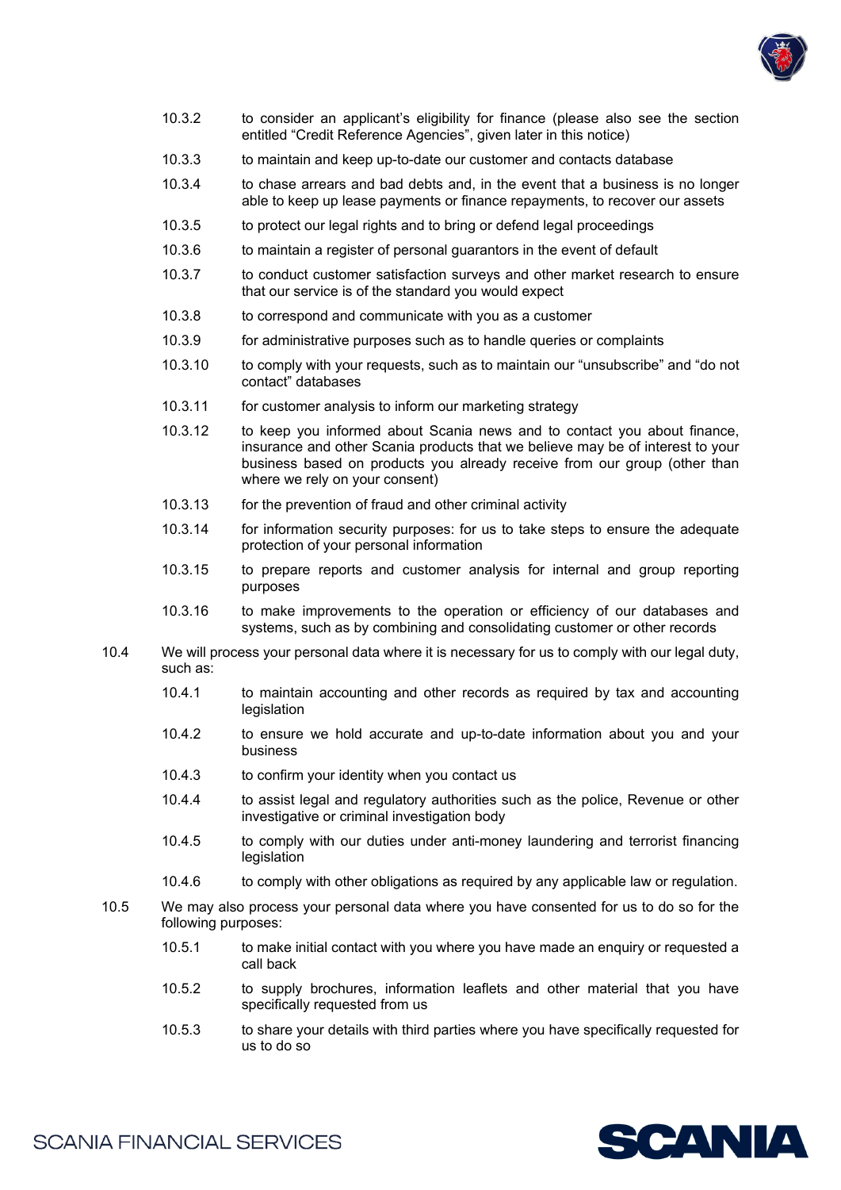10.3.2 to consider an applicant's eligibility for finance (please also see the section entitled "Credit Reference Agencies", given later in this notice)

10.3.3 to maintain and keep up-to-date our customer and contacts database

10.3.4 to chase arrears and bad debts and, in the event that a business is no longer able to keep up lease payments or finance repayments, to recover our assets

10.3.5 to protect our legal rights and to bring or defend legal proceedings

10.3.6 to maintain a register of personal guarantors in the event of default

10.3.7 to conduct customer satisfaction surveys and other market research to ensure that our service is of the standard you would expect

10.3.8 to correspond and communicate with you as a customer

10.3.9 for administrative purposes such as to handle queries or complaints

10.3.10 to comply with your requests, such as to maintain our "unsubscribe" and "do not contact" databases

10.3.11 for customer analysis to inform our marketing strategy

10.3.12 to keep you informed about Scania news and to contact you about finance, insurance and other Scania products that we believe may be of interest to your business based on products you already receive from our group (other than where we rely on your consent)

10.3.13 for the prevention of fraud and other criminal activity

10.3.14 for information security purposes: for us to take steps to ensure the adequate protection of your personal information

10.3.15 to prepare reports and customer analysis for internal and group reporting purposes

10.3.16 to make improvements to the operation or efficiency of our databases and systems, such as by combining and consolidating customer or other records

10.4 We will process your personal data where it is necessary for us to comply with our legal duty, such as:

10.4.1 to maintain accounting and other records as required by tax and accounting legislation

10.4.2 to ensure we hold accurate and up-to-date information about you and your business

10.4.3 to confirm your identity when you contact us

10.4.4 to assist legal and regulatory authorities such as the police, Revenue or other investigative or criminal investigation body

10.4.5 to comply with our duties under anti-money laundering and terrorist financing legislation

10.4.6 to comply with other obligations as required by any applicable law or regulation.

10.5 We may also process your personal data where you have consented for us to do so for the following purposes:

10.5.1 to make initial contact with you where you have made an enquiry or requested a call back

10.5.2 to supply brochures, information leaflets and other material that you have specifically requested from us

10.5.3 to share your details with third parties where you have specifically requested for us to do so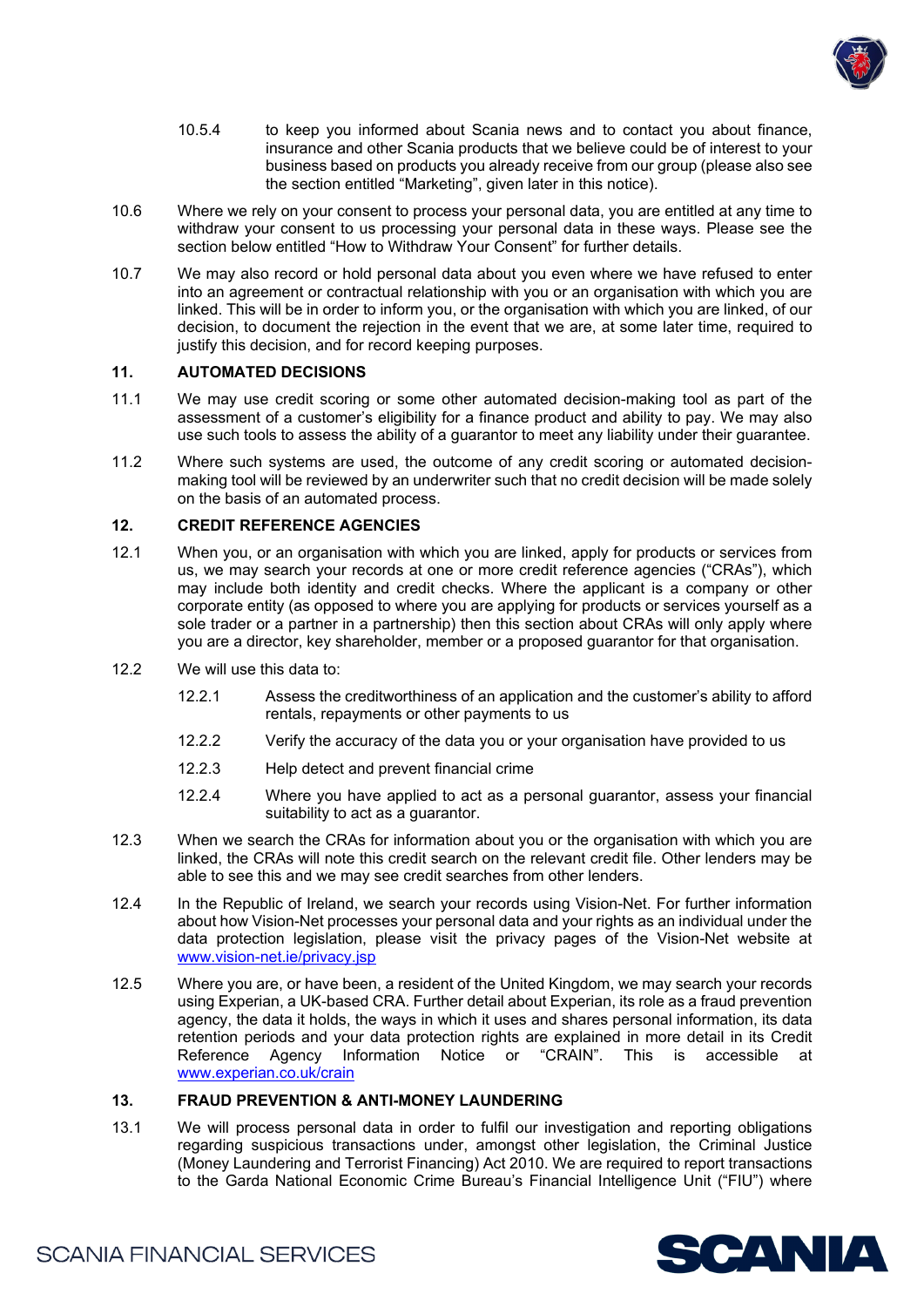10.5.4 to keep you informed about Scania news and to contact you about finance, insurance and other Scania products that we believe could be of interest to your business based on products you already receive from our group (please also see the section entitled "Marketing", given later in this notice).

10.6 Where we rely on your consent to process your personal data, you are entitled at any time to withdraw your consent to us processing your personal data in these ways. Please see the section below entitled "How to Withdraw Your Consent" for further details.

10.7 We may also record or hold personal data about you even where we have refused to enter into an agreement or contractual relationship with you or an organisation with which you are linked. This will be in order to inform you, or the organisation with which you are linked, of our decision, to document the rejection in the event that we are, at some later time, required to justify this decision, and for record keeping purposes.

## 11. AUTOMATED DECISIONS

11.1 We may use credit scoring or some other automated decision-making tool as part of the assessment of a customer's eligibility for a finance product and ability to pay. We may also use such tools to assess the ability of a guarantor to meet any liability under their guarantee.

11.2 Where such systems are used, the outcome of any credit scoring or automated decision-making tool will be reviewed by an underwriter such that no credit decision will be made solely on the basis of an automated process.

## 12. CREDIT REFERENCE AGENCIES

12.1 When you, or an organisation with which you are linked, apply for products or services from us, we may search your records at one or more credit reference agencies ("CRAs"), which may include both identity and credit checks. Where the applicant is a company or other corporate entity (as opposed to where you are applying for products or services yourself as a sole trader or a partner in a partnership) then this section about CRAs will only apply where you are a director, key shareholder, member or a proposed guarantor for that organisation.

12.2 We will use this data to:

12.2.1 Assess the creditworthiness of an application and the customer's ability to afford rentals, repayments or other payments to us

12.2.2 Verify the accuracy of the data you or your organisation have provided to us

12.2.3 Help detect and prevent financial crime

12.2.4 Where you have applied to act as a personal guarantor, assess your financial suitability to act as a guarantor.

12.3 When we search the CRAs for information about you or the organisation with which you are linked, the CRAs will note this credit search on the relevant credit file. Other lenders may be able to see this and we may see credit searches from other lenders.

12.4 In the Republic of Ireland, we search your records using Vision-Net. For further information about how Vision-Net processes your personal data and your rights as an individual under the data protection legislation, please visit the privacy pages of the Vision-Net website at www.vision-net.ie/privacy.jsp

12.5 Where you are, or have been, a resident of the United Kingdom, we may search your records using Experian, a UK-based CRA. Further detail about Experian, its role as a fraud prevention agency, the data it holds, the ways in which it uses and shares personal information, its data retention periods and your data protection rights are explained in more detail in its Credit Reference Agency Information Notice or "CRAIN". This is accessible at www.experian.co.uk/crain

## 13. FRAUD PREVENTION & ANTI-MONEY LAUNDERING

13.1 We will process personal data in order to fulfil our investigation and reporting obligations regarding suspicious transactions under, amongst other legislation, the Criminal Justice (Money Laundering and Terrorist Financing) Act 2010. We are required to report transactions to the Garda National Economic Crime Bureau's Financial Intelligence Unit ("FIU") where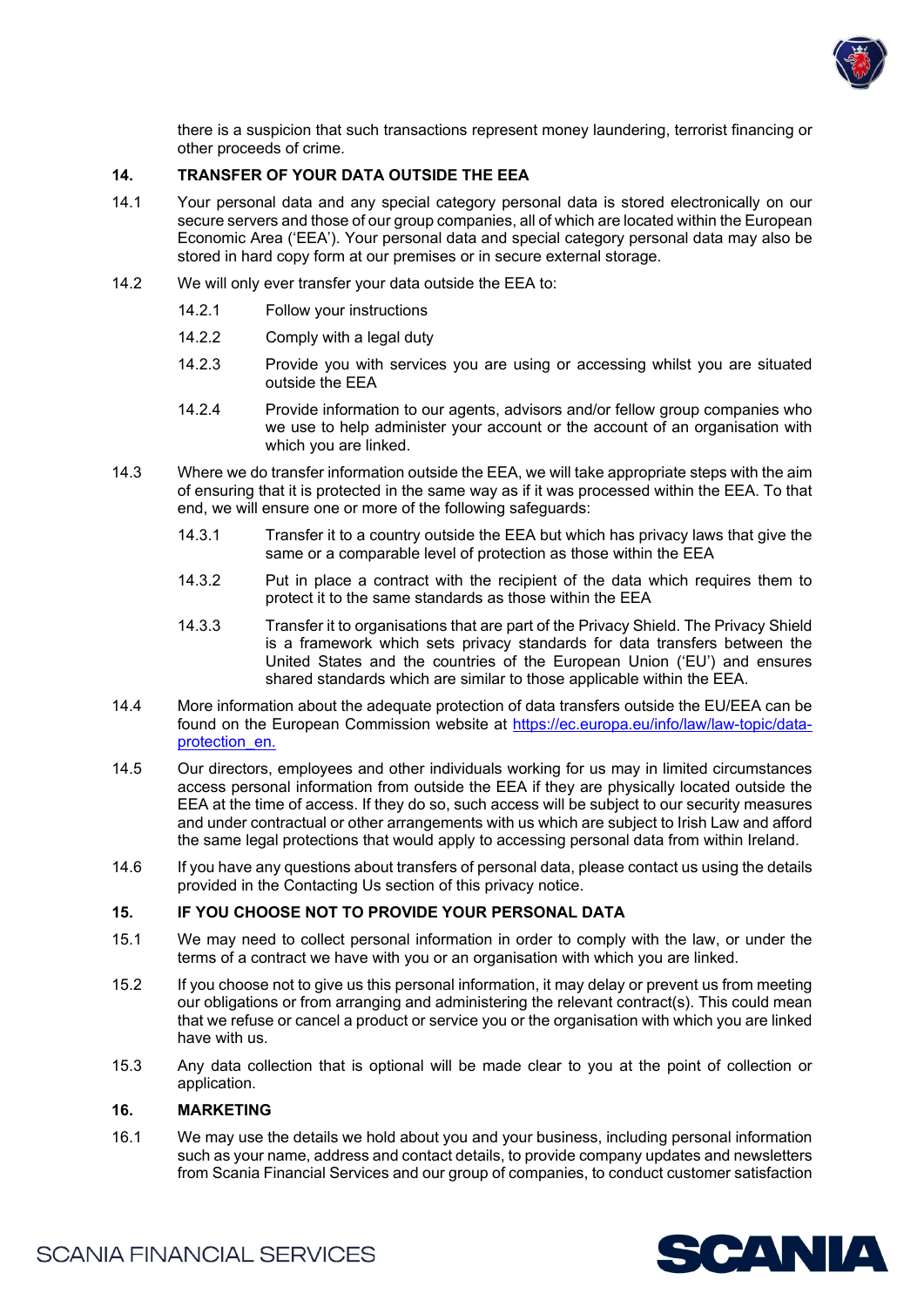there is a suspicion that such transactions represent money laundering, terrorist financing or other proceeds of crime.

## 14. TRANSFER OF YOUR DATA OUTSIDE THE EEA

14.1 Your personal data and any special category personal data is stored electronically on our secure servers and those of our group companies, all of which are located within the European Economic Area ('EEA'). Your personal data and special category personal data may also be stored in hard copy form at our premises or in secure external storage.

14.2 We will only ever transfer your data outside the EEA to:

14.2.1 Follow your instructions

14.2.2 Comply with a legal duty

14.2.3 Provide you with services you are using or accessing whilst you are situated outside the EEA

14.2.4 Provide information to our agents, advisors and/or fellow group companies who we use to help administer your account or the account of an organisation with which you are linked.

14.3 Where we do transfer information outside the EEA, we will take appropriate steps with the aim of ensuring that it is protected in the same way as if it was processed within the EEA. To that end, we will ensure one or more of the following safeguards:

14.3.1 Transfer it to a country outside the EEA but which has privacy laws that give the same or a comparable level of protection as those within the EEA

14.3.2 Put in place a contract with the recipient of the data which requires them to protect it to the same standards as those within the EEA

14.3.3 Transfer it to organisations that are part of the Privacy Shield. The Privacy Shield is a framework which sets privacy standards for data transfers between the United States and the countries of the European Union ('EU') and ensures shared standards which are similar to those applicable within the EEA.

14.4 More information about the adequate protection of data transfers outside the EU/EEA can be found on the European Commission website at [https://ec.europa.eu/info/law/law-topic/data-protection_en.](https://ec.europa.eu/info/law/law-topic/data-protection_en)

14.5 Our directors, employees and other individuals working for us may in limited circumstances access personal information from outside the EEA if they are physically located outside the EEA at the time of access. If they do so, such access will be subject to our security measures and under contractual or other arrangements with us which are subject to Irish Law and afford the same legal protections that would apply to accessing personal data from within Ireland.

14.6 If you have any questions about transfers of personal data, please contact us using the details provided in the Contacting Us section of this privacy notice.

## 15. IF YOU CHOOSE NOT TO PROVIDE YOUR PERSONAL DATA

15.1 We may need to collect personal information in order to comply with the law, or under the terms of a contract we have with you or an organisation with which you are linked.

15.2 If you choose not to give us this personal information, it may delay or prevent us from meeting our obligations or from arranging and administering the relevant contract(s). This could mean that we refuse or cancel a product or service you or the organisation with which you are linked have with us.

15.3 Any data collection that is optional will be made clear to you at the point of collection or application.

## 16. MARKETING

16.1 We may use the details we hold about you and your business, including personal information such as your name, address and contact details, to provide company updates and newsletters from Scania Financial Services and our group of companies, to conduct customer satisfaction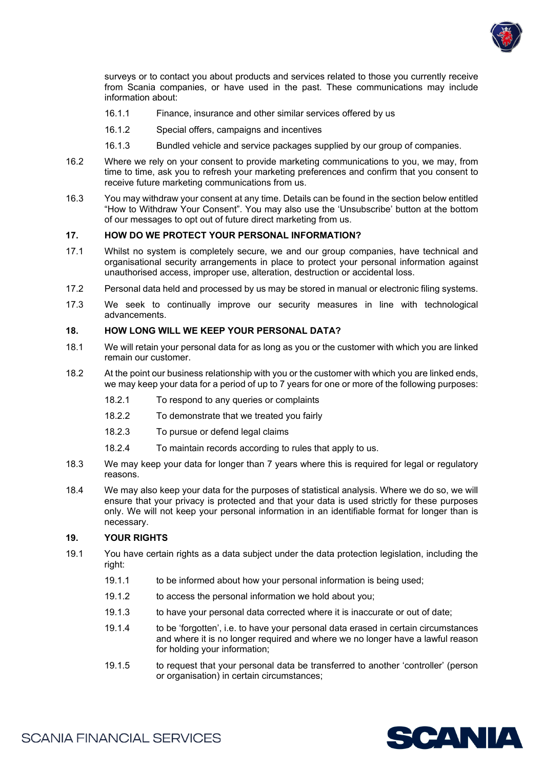surveys or to contact you about products and services related to those you currently receive from Scania companies, or have used in the past. These communications may include information about:

16.1.1 Finance, insurance and other similar services offered by us

16.1.2 Special offers, campaigns and incentives

16.1.3 Bundled vehicle and service packages supplied by our group of companies.

16.2 Where we rely on your consent to provide marketing communications to you, we may, from time to time, ask you to refresh your marketing preferences and confirm that you consent to receive future marketing communications from us.

16.3 You may withdraw your consent at any time. Details can be found in the section below entitled "How to Withdraw Your Consent". You may also use the 'Unsubscribe' button at the bottom of our messages to opt out of future direct marketing from us.

## 17. HOW DO WE PROTECT YOUR PERSONAL INFORMATION?

17.1 Whilst no system is completely secure, we and our group companies, have technical and organisational security arrangements in place to protect your personal information against unauthorised access, improper use, alteration, destruction or accidental loss.

17.2 Personal data held and processed by us may be stored in manual or electronic filing systems.

17.3 We seek to continually improve our security measures in line with technological advancements.

## 18. HOW LONG WILL WE KEEP YOUR PERSONAL DATA?

18.1 We will retain your personal data for as long as you or the customer with which you are linked remain our customer.

18.2 At the point our business relationship with you or the customer with which you are linked ends, we may keep your data for a period of up to 7 years for one or more of the following purposes:

18.2.1 To respond to any queries or complaints

18.2.2 To demonstrate that we treated you fairly

18.2.3 To pursue or defend legal claims

18.2.4 To maintain records according to rules that apply to us.

18.3 We may keep your data for longer than 7 years where this is required for legal or regulatory reasons.

18.4 We may also keep your data for the purposes of statistical analysis. Where we do so, we will ensure that your privacy is protected and that your data is used strictly for these purposes only. We will not keep your personal information in an identifiable format for longer than is necessary.

## 19. YOUR RIGHTS

19.1 You have certain rights as a data subject under the data protection legislation, including the right:

19.1.1 to be informed about how your personal information is being used;

19.1.2 to access the personal information we hold about you;

19.1.3 to have your personal data corrected where it is inaccurate or out of date;

19.1.4 to be 'forgotten', i.e. to have your personal data erased in certain circumstances and where it is no longer required and where we no longer have a lawful reason for holding your information;

19.1.5 to request that your personal data be transferred to another 'controller' (person or organisation) in certain circumstances;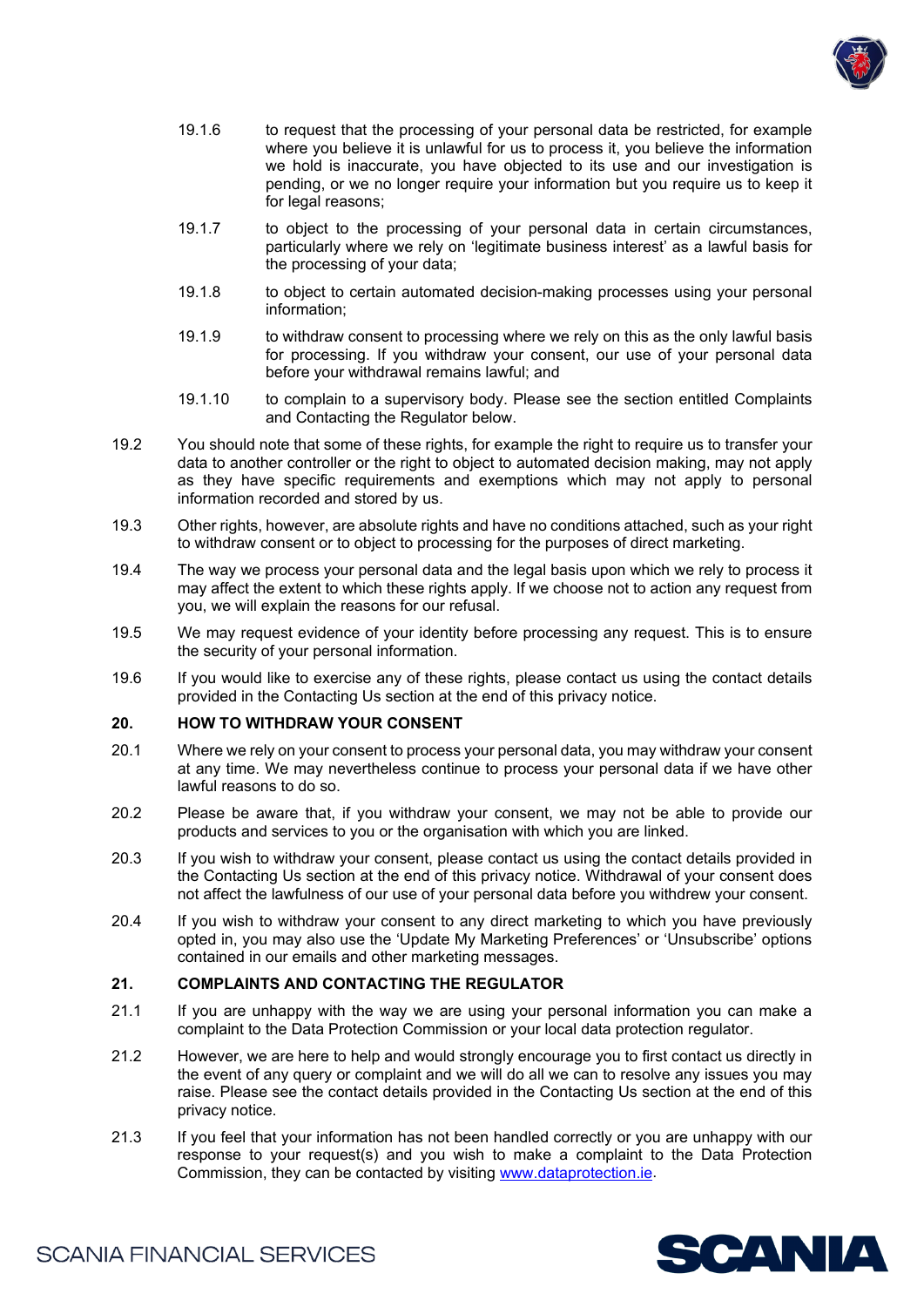19.1.6 to request that the processing of your personal data be restricted, for example where you believe it is unlawful for us to process it, you believe the information we hold is inaccurate, you have objected to its use and our investigation is pending, or we no longer require your information but you require us to keep it for legal reasons;

19.1.7 to object to the processing of your personal data in certain circumstances, particularly where we rely on 'legitimate business interest' as a lawful basis for the processing of your data;

19.1.8 to object to certain automated decision-making processes using your personal information;

19.1.9 to withdraw consent to processing where we rely on this as the only lawful basis for processing. If you withdraw your consent, our use of your personal data before your withdrawal remains lawful; and

19.1.10 to complain to a supervisory body. Please see the section entitled Complaints and Contacting the Regulator below.

19.2 You should note that some of these rights, for example the right to require us to transfer your data to another controller or the right to object to automated decision making, may not apply as they have specific requirements and exemptions which may not apply to personal information recorded and stored by us.

19.3 Other rights, however, are absolute rights and have no conditions attached, such as your right to withdraw consent or to object to processing for the purposes of direct marketing.

19.4 The way we process your personal data and the legal basis upon which we rely to process it may affect the extent to which these rights apply. If we choose not to action any request from you, we will explain the reasons for our refusal.

19.5 We may request evidence of your identity before processing any request. This is to ensure the security of your personal information.

19.6 If you would like to exercise any of these rights, please contact us using the contact details provided in the Contacting Us section at the end of this privacy notice.

## 20. HOW TO WITHDRAW YOUR CONSENT

20.1 Where we rely on your consent to process your personal data, you may withdraw your consent at any time. We may nevertheless continue to process your personal data if we have other lawful reasons to do so.

20.2 Please be aware that, if you withdraw your consent, we may not be able to provide our products and services to you or the organisation with which you are linked.

20.3 If you wish to withdraw your consent, please contact us using the contact details provided in the Contacting Us section at the end of this privacy notice. Withdrawal of your consent does not affect the lawfulness of our use of your personal data before you withdrew your consent.

20.4 If you wish to withdraw your consent to any direct marketing to which you have previously opted in, you may also use the 'Update My Marketing Preferences' or 'Unsubscribe' options contained in our emails and other marketing messages.

## 21. COMPLAINTS AND CONTACTING THE REGULATOR

21.1 If you are unhappy with the way we are using your personal information you can make a complaint to the Data Protection Commission or your local data protection regulator.

21.2 However, we are here to help and would strongly encourage you to first contact us directly in the event of any query or complaint and we will do all we can to resolve any issues you may raise. Please see the contact details provided in the Contacting Us section at the end of this privacy notice.

21.3 If you feel that your information has not been handled correctly or you are unhappy with our response to your request(s) and you wish to make a complaint to the Data Protection Commission, they can be contacted by visiting [www.dataprotection.ie](http://www.dataprotection.ie).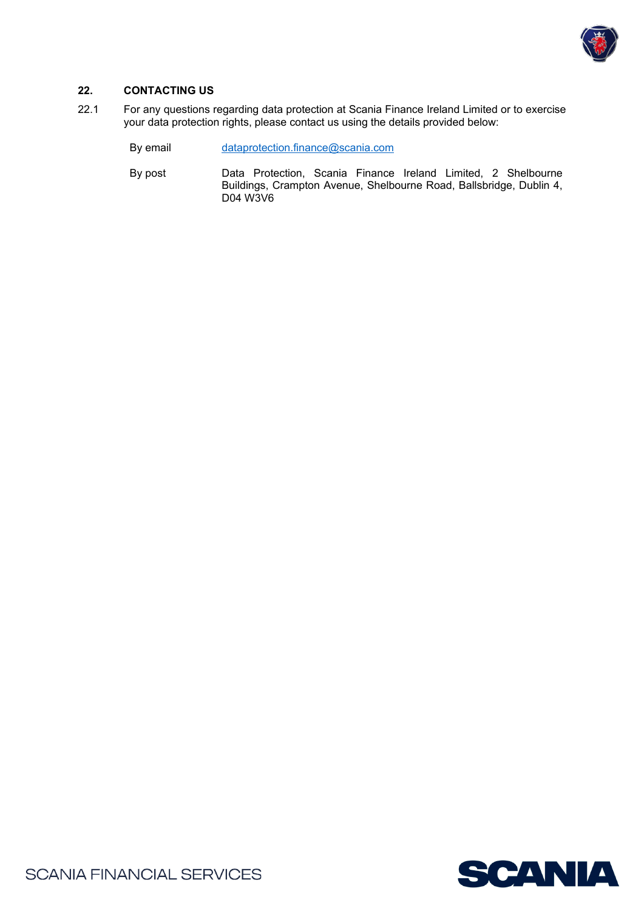## 22. CONTACTING US

22.1 For any questions regarding data protection at Scania Finance Ireland Limited or to exercise your data protection rights, please contact us using the details provided below:

| | |
|---|---|
| By email | dataprotection.finance@scania.com |
| By post | Data Protection, Scania Finance Ireland Limited, 2 Shelbourne Buildings, Crampton Avenue, Shelbourne Road, Ballsbridge, Dublin 4, D04 W3V6 |